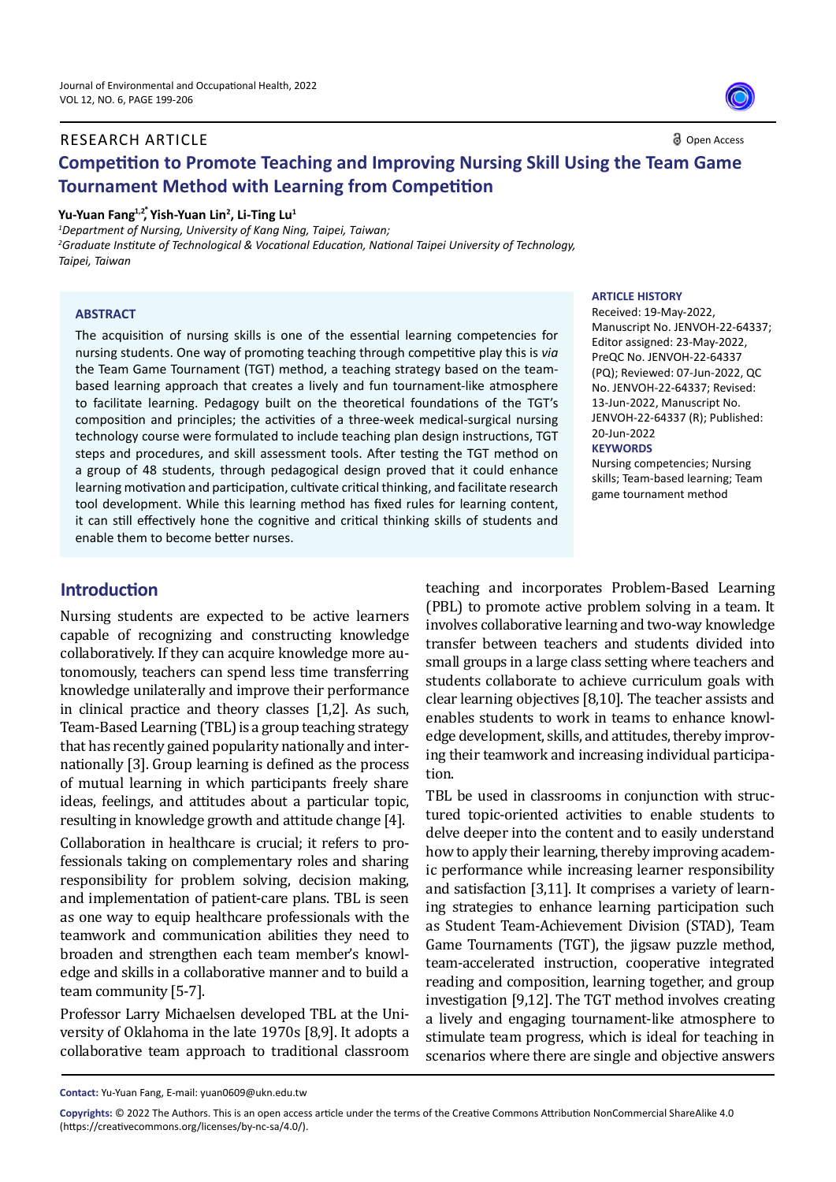RESEARCH ARTICLE

Open Access

# Competition to Promote Teaching and Improving Nursing Skill Using the Team Game Tournament Method with Learning from Competition

**Yu-Yuan Fang[1,2*], Yish-Yuan Lin[2], Li-Ting Lu[1]**

[1]*Department of Nursing, University of Kang Ning, Taipei, Taiwan;*
[2]*Graduate Institute of Technological & Vocational Education, National Taipei University of Technology, Taipei, Taiwan*

**ABSTRACT**

The acquisition of nursing skills is one of the essential learning competencies for nursing students. One way of promoting teaching through competitive play this is *via* the Team Game Tournament (TGT) method, a teaching strategy based on the team-based learning approach that creates a lively and fun tournament-like atmosphere to facilitate learning. Pedagogy built on the theoretical foundations of the TGT's composition and principles; the activities of a three-week medical-surgical nursing technology course were formulated to include teaching plan design instructions, TGT steps and procedures, and skill assessment tools. After testing the TGT method on a group of 48 students, through pedagogical design proved that it could enhance learning motivation and participation, cultivate critical thinking, and facilitate research tool development. While this learning method has fixed rules for learning content, it can still effectively hone the cognitive and critical thinking skills of students and enable them to become better nurses.

**ARTICLE HISTORY**

Received: 19-May-2022, Manuscript No. JENVOH-22-64337; Editor assigned: 23-May-2022, PreQC No. JENVOH-22-64337 (PQ); Reviewed: 07-Jun-2022, QC No. JENVOH-22-64337; Revised: 13-Jun-2022, Manuscript No. JENVOH-22-64337 (R); Published: 20-Jun-2022

**KEYWORDS**

Nursing competencies; Nursing skills; Team-based learning; Team game tournament method

## Introduction

Nursing students are expected to be active learners capable of recognizing and constructing knowledge collaboratively. If they can acquire knowledge more autonomously, teachers can spend less time transferring knowledge unilaterally and improve their performance in clinical practice and theory classes [1,2]. As such, Team-Based Learning (TBL) is a group teaching strategy that has recently gained popularity nationally and internationally [3]. Group learning is defined as the process of mutual learning in which participants freely share ideas, feelings, and attitudes about a particular topic, resulting in knowledge growth and attitude change [4].

Collaboration in healthcare is crucial; it refers to professionals taking on complementary roles and sharing responsibility for problem solving, decision making, and implementation of patient-care plans. TBL is seen as one way to equip healthcare professionals with the teamwork and communication abilities they need to broaden and strengthen each team member's knowledge and skills in a collaborative manner and to build a team community [5-7].

Professor Larry Michaelsen developed TBL at the University of Oklahoma in the late 1970s [8,9]. It adopts a collaborative team approach to traditional classroom teaching and incorporates Problem-Based Learning (PBL) to promote active problem solving in a team. It involves collaborative learning and two-way knowledge transfer between teachers and students divided into small groups in a large class setting where teachers and students collaborate to achieve curriculum goals with clear learning objectives [8,10]. The teacher assists and enables students to work in teams to enhance knowledge development, skills, and attitudes, thereby improving their teamwork and increasing individual participation.

TBL be used in classrooms in conjunction with structured topic-oriented activities to enable students to delve deeper into the content and to easily understand how to apply their learning, thereby improving academic performance while increasing learner responsibility and satisfaction [3,11]. It comprises a variety of learning strategies to enhance learning participation such as Student Team-Achievement Division (STAD), Team Game Tournaments (TGT), the jigsaw puzzle method, team-accelerated instruction, cooperative integrated reading and composition, learning together, and group investigation [9,12]. The TGT method involves creating a lively and engaging tournament-like atmosphere to stimulate team progress, which is ideal for teaching in scenarios where there are single and objective answers

**Contact:** Yu-Yuan Fang, E-mail: yuan0609@ukn.edu.tw

**Copyrights:** © 2022 The Authors. This is an open access article under the terms of the Creative Commons Attribution NonCommercial ShareAlike 4.0 (https://creativecommons.org/licenses/by-nc-sa/4.0/).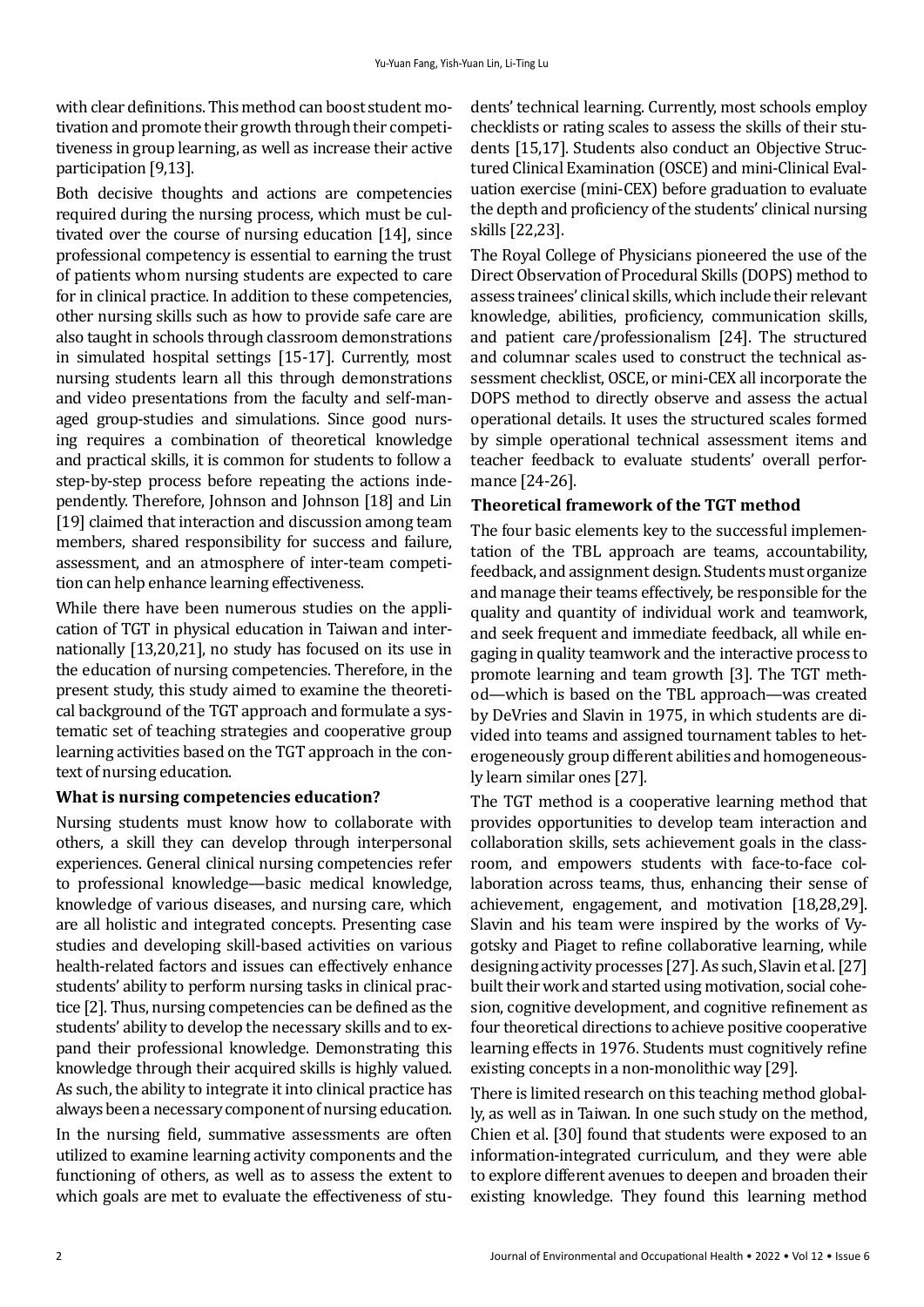with clear definitions. This method can boost student motivation and promote their growth through their competitiveness in group learning, as well as increase their active participation [9,13].

Both decisive thoughts and actions are competencies required during the nursing process, which must be cultivated over the course of nursing education [14], since professional competency is essential to earning the trust of patients whom nursing students are expected to care for in clinical practice. In addition to these competencies, other nursing skills such as how to provide safe care are also taught in schools through classroom demonstrations in simulated hospital settings [15-17]. Currently, most nursing students learn all this through demonstrations and video presentations from the faculty and self-managed group-studies and simulations. Since good nursing requires a combination of theoretical knowledge and practical skills, it is common for students to follow a step-by-step process before repeating the actions independently. Therefore, Johnson and Johnson [18] and Lin [19] claimed that interaction and discussion among team members, shared responsibility for success and failure, assessment, and an atmosphere of inter-team competition can help enhance learning effectiveness.

While there have been numerous studies on the application of TGT in physical education in Taiwan and internationally [13,20,21], no study has focused on its use in the education of nursing competencies. Therefore, in the present study, this study aimed to examine the theoretical background of the TGT approach and formulate a systematic set of teaching strategies and cooperative group learning activities based on the TGT approach in the context of nursing education.

### What is nursing competencies education?

Nursing students must know how to collaborate with others, a skill they can develop through interpersonal experiences. General clinical nursing competencies refer to professional knowledge—basic medical knowledge, knowledge of various diseases, and nursing care, which are all holistic and integrated concepts. Presenting case studies and developing skill-based activities on various health-related factors and issues can effectively enhance students' ability to perform nursing tasks in clinical practice [2]. Thus, nursing competencies can be defined as the students' ability to develop the necessary skills and to expand their professional knowledge. Demonstrating this knowledge through their acquired skills is highly valued. As such, the ability to integrate it into clinical practice has always been a necessary component of nursing education.

In the nursing field, summative assessments are often utilized to examine learning activity components and the functioning of others, as well as to assess the extent to which goals are met to evaluate the effectiveness of students' technical learning. Currently, most schools employ checklists or rating scales to assess the skills of their students [15,17]. Students also conduct an Objective Structured Clinical Examination (OSCE) and mini-Clinical Evaluation exercise (mini-CEX) before graduation to evaluate the depth and proficiency of the students' clinical nursing skills [22,23].

The Royal College of Physicians pioneered the use of the Direct Observation of Procedural Skills (DOPS) method to assess trainees' clinical skills, which include their relevant knowledge, abilities, proficiency, communication skills, and patient care/professionalism [24]. The structured and columnar scales used to construct the technical assessment checklist, OSCE, or mini-CEX all incorporate the DOPS method to directly observe and assess the actual operational details. It uses the structured scales formed by simple operational technical assessment items and teacher feedback to evaluate students' overall performance [24-26].

### Theoretical framework of the TGT method

The four basic elements key to the successful implementation of the TBL approach are teams, accountability, feedback, and assignment design. Students must organize and manage their teams effectively, be responsible for the quality and quantity of individual work and teamwork, and seek frequent and immediate feedback, all while engaging in quality teamwork and the interactive process to promote learning and team growth [3]. The TGT method—which is based on the TBL approach—was created by DeVries and Slavin in 1975, in which students are divided into teams and assigned tournament tables to heterogeneously group different abilities and homogeneously learn similar ones [27].

The TGT method is a cooperative learning method that provides opportunities to develop team interaction and collaboration skills, sets achievement goals in the classroom, and empowers students with face-to-face collaboration across teams, thus, enhancing their sense of achievement, engagement, and motivation [18,28,29]. Slavin and his team were inspired by the works of Vygotsky and Piaget to refine collaborative learning, while designing activity processes [27]. As such, Slavin et al. [27] built their work and started using motivation, social cohesion, cognitive development, and cognitive refinement as four theoretical directions to achieve positive cooperative learning effects in 1976. Students must cognitively refine existing concepts in a non-monolithic way [29].

There is limited research on this teaching method globally, as well as in Taiwan. In one such study on the method, Chien et al. [30] found that students were exposed to an information-integrated curriculum, and they were able to explore different avenues to deepen and broaden their existing knowledge. They found this learning method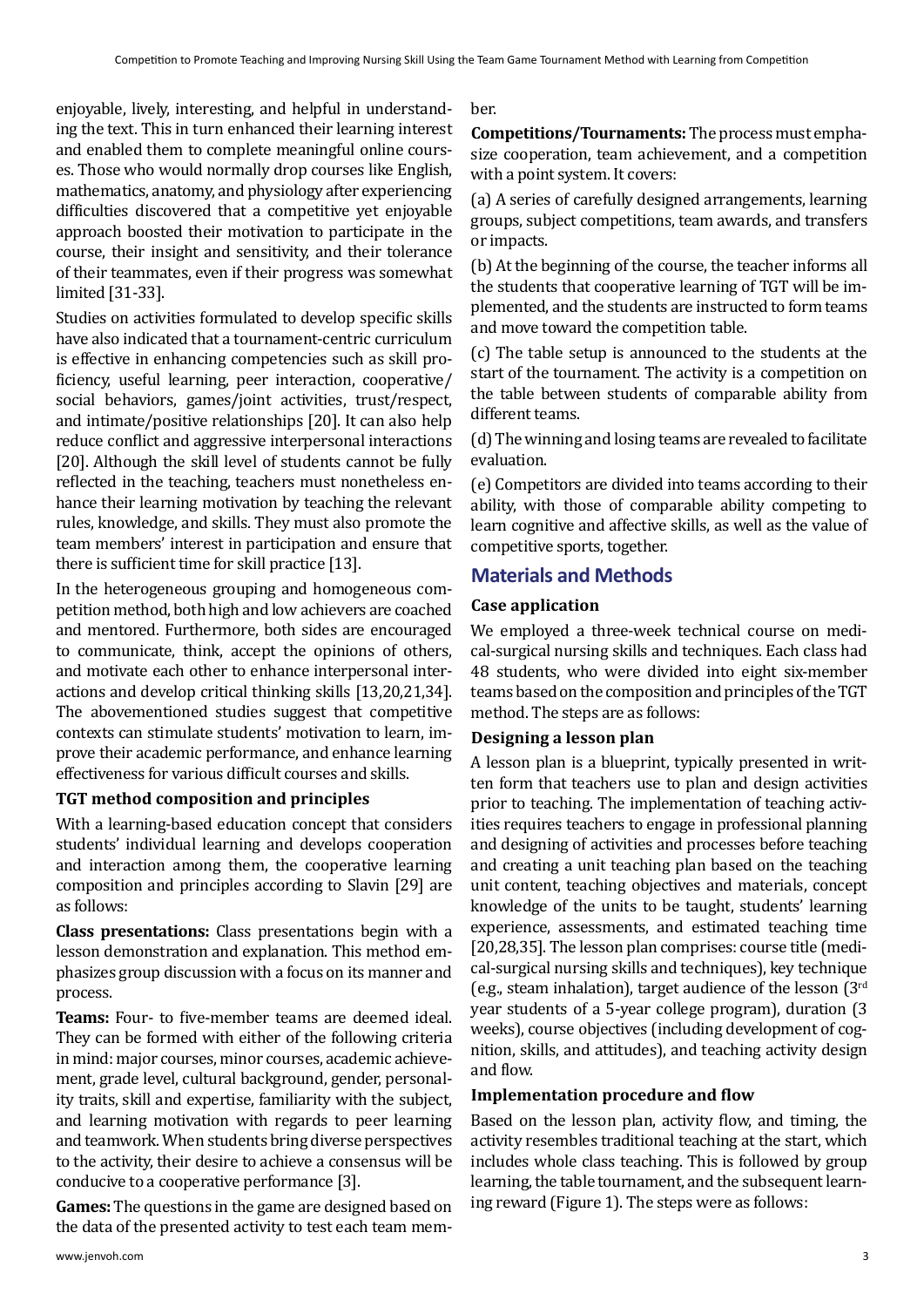enjoyable, lively, interesting, and helpful in understanding the text. This in turn enhanced their learning interest and enabled them to complete meaningful online courses. Those who would normally drop courses like English, mathematics, anatomy, and physiology after experiencing difficulties discovered that a competitive yet enjoyable approach boosted their motivation to participate in the course, their insight and sensitivity, and their tolerance of their teammates, even if their progress was somewhat limited [31-33].

Studies on activities formulated to develop specific skills have also indicated that a tournament-centric curriculum is effective in enhancing competencies such as skill proficiency, useful learning, peer interaction, cooperative/social behaviors, games/joint activities, trust/respect, and intimate/positive relationships [20]. It can also help reduce conflict and aggressive interpersonal interactions [20]. Although the skill level of students cannot be fully reflected in the teaching, teachers must nonetheless enhance their learning motivation by teaching the relevant rules, knowledge, and skills. They must also promote the team members' interest in participation and ensure that there is sufficient time for skill practice [13].

In the heterogeneous grouping and homogeneous competition method, both high and low achievers are coached and mentored. Furthermore, both sides are encouraged to communicate, think, accept the opinions of others, and motivate each other to enhance interpersonal interactions and develop critical thinking skills [13,20,21,34]. The abovementioned studies suggest that competitive contexts can stimulate students' motivation to learn, improve their academic performance, and enhance learning effectiveness for various difficult courses and skills.

### TGT method composition and principles

With a learning-based education concept that considers students' individual learning and develops cooperation and interaction among them, the cooperative learning composition and principles according to Slavin [29] are as follows:

**Class presentations:** Class presentations begin with a lesson demonstration and explanation. This method emphasizes group discussion with a focus on its manner and process.

**Teams:** Four- to five-member teams are deemed ideal. They can be formed with either of the following criteria in mind: major courses, minor courses, academic achievement, grade level, cultural background, gender, personality traits, skill and expertise, familiarity with the subject, and learning motivation with regards to peer learning and teamwork. When students bring diverse perspectives to the activity, their desire to achieve a consensus will be conducive to a cooperative performance [3].

**Games:** The questions in the game are designed based on the data of the presented activity to test each team member.

**Competitions/Tournaments:** The process must emphasize cooperation, team achievement, and a competition with a point system. It covers:

(a) A series of carefully designed arrangements, learning groups, subject competitions, team awards, and transfers or impacts.

(b) At the beginning of the course, the teacher informs all the students that cooperative learning of TGT will be implemented, and the students are instructed to form teams and move toward the competition table.

(c) The table setup is announced to the students at the start of the tournament. The activity is a competition on the table between students of comparable ability from different teams.

(d) The winning and losing teams are revealed to facilitate evaluation.

(e) Competitors are divided into teams according to their ability, with those of comparable ability competing to learn cognitive and affective skills, as well as the value of competitive sports, together.

## Materials and Methods

### Case application

We employed a three-week technical course on medical-surgical nursing skills and techniques. Each class had 48 students, who were divided into eight six-member teams based on the composition and principles of the TGT method. The steps are as follows:

### Designing a lesson plan

A lesson plan is a blueprint, typically presented in written form that teachers use to plan and design activities prior to teaching. The implementation of teaching activities requires teachers to engage in professional planning and designing of activities and processes before teaching and creating a unit teaching plan based on the teaching unit content, teaching objectives and materials, concept knowledge of the units to be taught, students' learning experience, assessments, and estimated teaching time [20,28,35]. The lesson plan comprises: course title (medical-surgical nursing skills and techniques), key technique (e.g., steam inhalation), target audience of the lesson (3rd year students of a 5-year college program), duration (3 weeks), course objectives (including development of cognition, skills, and attitudes), and teaching activity design and flow.

### Implementation procedure and flow

Based on the lesson plan, activity flow, and timing, the activity resembles traditional teaching at the start, which includes whole class teaching. This is followed by group learning, the table tournament, and the subsequent learning reward (Figure 1). The steps were as follows: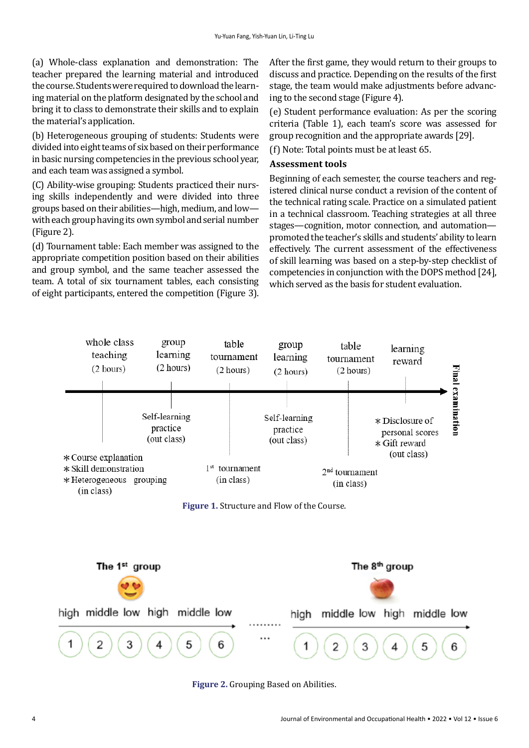(a) Whole-class explanation and demonstration: The teacher prepared the learning material and introduced the course. Students were required to download the learning material on the platform designated by the school and bring it to class to demonstrate their skills and to explain the material's application.

(b) Heterogeneous grouping of students: Students were divided into eight teams of six based on their performance in basic nursing competencies in the previous school year, and each team was assigned a symbol.

(C) Ability-wise grouping: Students practiced their nursing skills independently and were divided into three groups based on their abilities—high, medium, and low—with each group having its own symbol and serial number (Figure 2).

(d) Tournament table: Each member was assigned to the appropriate competition position based on their abilities and group symbol, and the same teacher assessed the team. A total of six tournament tables, each consisting of eight participants, entered the competition (Figure 3). After the first game, they would return to their groups to discuss and practice. Depending on the results of the first stage, the team would make adjustments before advancing to the second stage (Figure 4).

(e) Student performance evaluation: As per the scoring criteria (Table 1), each team's score was assessed for group recognition and the appropriate awards [29].

(f) Note: Total points must be at least 65.

### Assessment tools

Beginning of each semester, the course teachers and registered clinical nurse conduct a revision of the content of the technical rating scale. Practice on a simulated patient in a technical classroom. Teaching strategies at all three stages—cognition, motor connection, and automation—promoted the teacher's skills and students' ability to learn effectively. The current assessment of the effectiveness of skill learning was based on a step-by-step checklist of competencies in conjunction with the DOPS method [24], which served as the basis for student evaluation.

whole class teaching (2 hours) | group learning (2 hours) | table tournament (2 hours) | group learning (2 hours) | table tournament (2 hours) | learning reward | Final examination

* Course explanation
* Skill demonstration
* Heterogeneous grouping (in class)

Self-learning practice (out class)

1st tournament (in class)

Self-learning practice (out class)

2nd tournament (in class)

* Disclosure of personal scores
* Gift reward (out class)

**Figure 1.** Structure and Flow of the Course.

The 1st group: high middle low high middle low — 1 2 3 4 5 6 ........ ... The 8th group: high middle low high middle low — 1 2 3 4 5 6

**Figure 2.** Grouping Based on Abilities.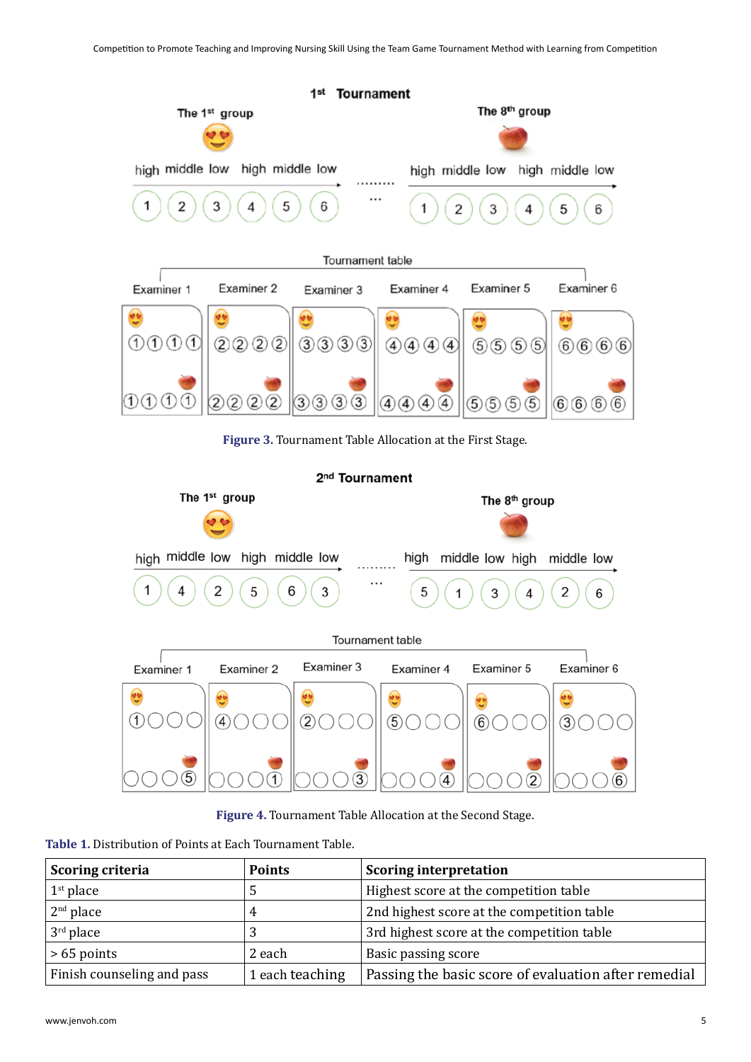**Figure 3.** Tournament Table Allocation at the First Stage.

**Figure 4.** Tournament Table Allocation at the Second Stage.

**Table 1.** Distribution of Points at Each Tournament Table.

| Scoring criteria | Points | Scoring interpretation |
|---|---|---|
| 1st place | 5 | Highest score at the competition table |
| 2nd place | 4 | 2nd highest score at the competition table |
| 3rd place | 3 | 3rd highest score at the competition table |
| > 65 points | 2 each | Basic passing score |
| Finish counseling and pass | 1 each teaching | Passing the basic score of evaluation after remedial |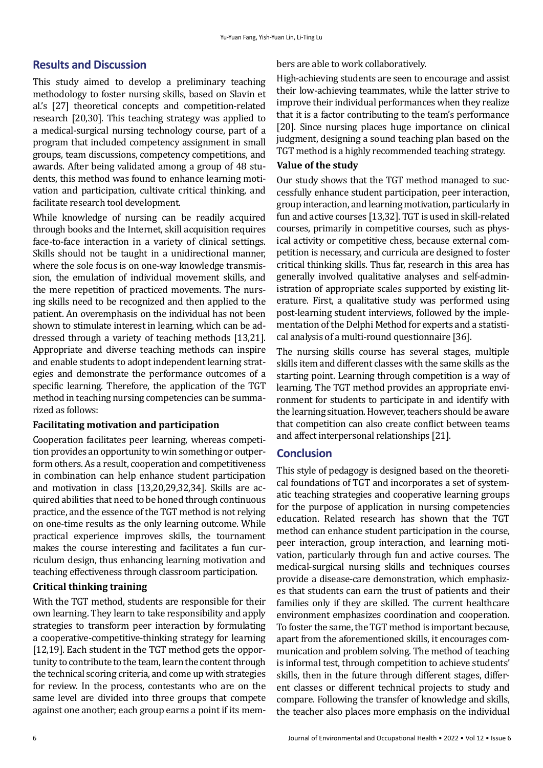## Results and Discussion

This study aimed to develop a preliminary teaching methodology to foster nursing skills, based on Slavin et al.'s [27] theoretical concepts and competition-related research [20,30]. This teaching strategy was applied to a medical-surgical nursing technology course, part of a program that included competency assignment in small groups, team discussions, competency competitions, and awards. After being validated among a group of 48 students, this method was found to enhance learning motivation and participation, cultivate critical thinking, and facilitate research tool development.

While knowledge of nursing can be readily acquired through books and the Internet, skill acquisition requires face-to-face interaction in a variety of clinical settings. Skills should not be taught in a unidirectional manner, where the sole focus is on one-way knowledge transmission, the emulation of individual movement skills, and the mere repetition of practiced movements. The nursing skills need to be recognized and then applied to the patient. An overemphasis on the individual has not been shown to stimulate interest in learning, which can be addressed through a variety of teaching methods [13,21]. Appropriate and diverse teaching methods can inspire and enable students to adopt independent learning strategies and demonstrate the performance outcomes of a specific learning. Therefore, the application of the TGT method in teaching nursing competencies can be summarized as follows:

### Facilitating motivation and participation

Cooperation facilitates peer learning, whereas competition provides an opportunity to win something or outperform others. As a result, cooperation and competitiveness in combination can help enhance student participation and motivation in class [13,20,29,32,34]. Skills are acquired abilities that need to be honed through continuous practice, and the essence of the TGT method is not relying on one-time results as the only learning outcome. While practical experience improves skills, the tournament makes the course interesting and facilitates a fun curriculum design, thus enhancing learning motivation and teaching effectiveness through classroom participation.

### Critical thinking training

With the TGT method, students are responsible for their own learning. They learn to take responsibility and apply strategies to transform peer interaction by formulating a cooperative-competitive-thinking strategy for learning [12,19]. Each student in the TGT method gets the opportunity to contribute to the team, learn the content through the technical scoring criteria, and come up with strategies for review. In the process, contestants who are on the same level are divided into three groups that compete against one another; each group earns a point if its members are able to work collaboratively.

High-achieving students are seen to encourage and assist their low-achieving teammates, while the latter strive to improve their individual performances when they realize that it is a factor contributing to the team's performance [20]. Since nursing places huge importance on clinical judgment, designing a sound teaching plan based on the TGT method is a highly recommended teaching strategy.

### Value of the study

Our study shows that the TGT method managed to successfully enhance student participation, peer interaction, group interaction, and learning motivation, particularly in fun and active courses [13,32]. TGT is used in skill-related courses, primarily in competitive courses, such as physical activity or competitive chess, because external competition is necessary, and curricula are designed to foster critical thinking skills. Thus far, research in this area has generally involved qualitative analyses and self-administration of appropriate scales supported by existing literature. First, a qualitative study was performed using post-learning student interviews, followed by the implementation of the Delphi Method for experts and a statistical analysis of a multi-round questionnaire [36].

The nursing skills course has several stages, multiple skills item and different classes with the same skills as the starting point. Learning through competition is a way of learning. The TGT method provides an appropriate environment for students to participate in and identify with the learning situation. However, teachers should be aware that competition can also create conflict between teams and affect interpersonal relationships [21].

## Conclusion

This style of pedagogy is designed based on the theoretical foundations of TGT and incorporates a set of systematic teaching strategies and cooperative learning groups for the purpose of application in nursing competencies education. Related research has shown that the TGT method can enhance student participation in the course, peer interaction, group interaction, and learning motivation, particularly through fun and active courses. The medical-surgical nursing skills and techniques courses provide a disease-care demonstration, which emphasizes that students can earn the trust of patients and their families only if they are skilled. The current healthcare environment emphasizes coordination and cooperation. To foster the same, the TGT method is important because, apart from the aforementioned skills, it encourages communication and problem solving. The method of teaching is informal test, through competition to achieve students' skills, then in the future through different stages, different classes or different technical projects to study and compare. Following the transfer of knowledge and skills, the teacher also places more emphasis on the individual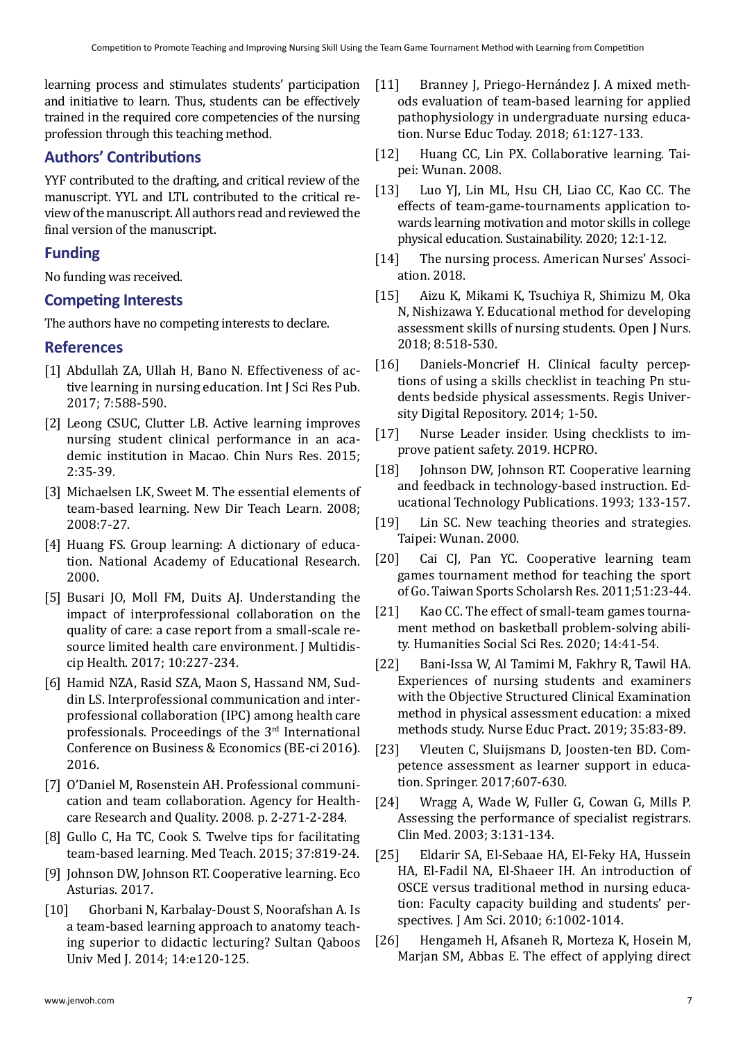learning process and stimulates students' participation and initiative to learn. Thus, students can be effectively trained in the required core competencies of the nursing profession through this teaching method.

## Authors' Contributions

YYF contributed to the drafting, and critical review of the manuscript. YYL and LTL contributed to the critical review of the manuscript. All authors read and reviewed the final version of the manuscript.

## Funding

No funding was received.

## Competing Interests

The authors have no competing interests to declare.

## References

[1] Abdullah ZA, Ullah H, Bano N. Effectiveness of active learning in nursing education. Int J Sci Res Pub. 2017; 7:588-590.

[2] Leong CSUC, Clutter LB. Active learning improves nursing student clinical performance in an academic institution in Macao. Chin Nurs Res. 2015; 2:35-39.

[3] Michaelsen LK, Sweet M. The essential elements of team-based learning. New Dir Teach Learn. 2008; 2008:7-27.

[4] Huang FS. Group learning: A dictionary of education. National Academy of Educational Research. 2000.

[5] Busari JO, Moll FM, Duits AJ. Understanding the impact of interprofessional collaboration on the quality of care: a case report from a small-scale resource limited health care environment. J Multidiscip Health. 2017; 10:227-234.

[6] Hamid NZA, Rasid SZA, Maon S, Hassand NM, Suddin LS. Interprofessional communication and interprofessional collaboration (IPC) among health care professionals. Proceedings of the 3rd International Conference on Business & Economics (BE-ci 2016). 2016.

[7] O'Daniel M, Rosenstein AH. Professional communication and team collaboration. Agency for Healthcare Research and Quality. 2008. p. 2-271-2-284.

[8] Gullo C, Ha TC, Cook S. Twelve tips for facilitating team-based learning. Med Teach. 2015; 37:819-24.

[9] Johnson DW, Johnson RT. Cooperative learning. Eco Asturias. 2017.

[10] Ghorbani N, Karbalay-Doust S, Noorafshan A. Is a team-based learning approach to anatomy teaching superior to didactic lecturing? Sultan Qaboos Univ Med J. 2014; 14:e120-125.

[11] Branney J, Priego-Hernández J. A mixed methods evaluation of team-based learning for applied pathophysiology in undergraduate nursing education. Nurse Educ Today. 2018; 61:127-133.

[12] Huang CC, Lin PX. Collaborative learning. Taipei: Wunan. 2008.

[13] Luo YJ, Lin ML, Hsu CH, Liao CC, Kao CC. The effects of team-game-tournaments application towards learning motivation and motor skills in college physical education. Sustainability. 2020; 12:1-12.

[14] The nursing process. American Nurses' Association. 2018.

[15] Aizu K, Mikami K, Tsuchiya R, Shimizu M, Oka N, Nishizawa Y. Educational method for developing assessment skills of nursing students. Open J Nurs. 2018; 8:518-530.

[16] Daniels-Moncrief H. Clinical faculty perceptions of using a skills checklist in teaching Pn students bedside physical assessments. Regis University Digital Repository. 2014; 1-50.

[17] Nurse Leader insider. Using checklists to improve patient safety. 2019. HCPRO.

[18] Johnson DW, Johnson RT. Cooperative learning and feedback in technology-based instruction. Educational Technology Publications. 1993; 133-157.

[19] Lin SC. New teaching theories and strategies. Taipei: Wunan. 2000.

[20] Cai CJ, Pan YC. Cooperative learning team games tournament method for teaching the sport of Go. Taiwan Sports Scholarsh Res. 2011;51:23-44.

[21] Kao CC. The effect of small-team games tournament method on basketball problem-solving ability. Humanities Social Sci Res. 2020; 14:41-54.

[22] Bani-Issa W, Al Tamimi M, Fakhry R, Tawil HA. Experiences of nursing students and examiners with the Objective Structured Clinical Examination method in physical assessment education: a mixed methods study. Nurse Educ Pract. 2019; 35:83-89.

[23] Vleuten C, Sluijsmans D, Joosten-ten BD. Competence assessment as learner support in education. Springer. 2017;607-630.

[24] Wragg A, Wade W, Fuller G, Cowan G, Mills P. Assessing the performance of specialist registrars. Clin Med. 2003; 3:131-134.

[25] Eldarir SA, El-Sebaae HA, El-Feky HA, Hussein HA, El-Fadil NA, El-Shaeer IH. An introduction of OSCE versus traditional method in nursing education: Faculty capacity building and students' perspectives. J Am Sci. 2010; 6:1002-1014.

[26] Hengameh H, Afsaneh R, Morteza K, Hosein M, Marjan SM, Abbas E. The effect of applying direct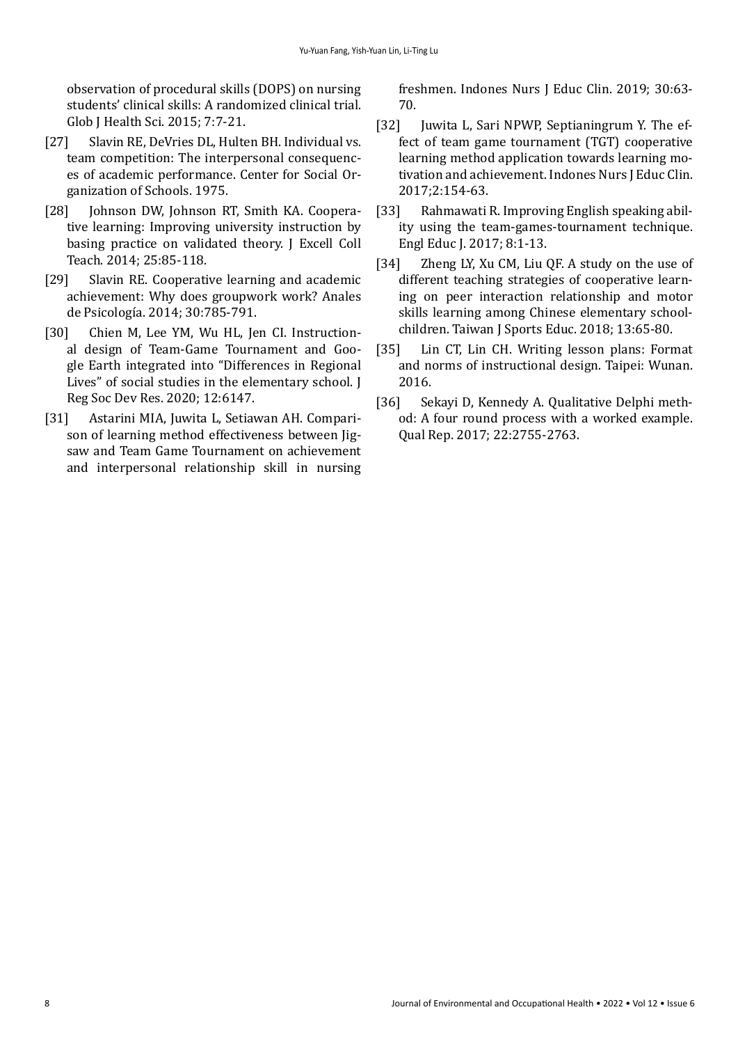observation of procedural skills (DOPS) on nursing students' clinical skills: A randomized clinical trial. Glob J Health Sci. 2015; 7:7-21.

[27] Slavin RE, DeVries DL, Hulten BH. Individual vs. team competition: The interpersonal consequences of academic performance. Center for Social Organization of Schools. 1975.

[28] Johnson DW, Johnson RT, Smith KA. Cooperative learning: Improving university instruction by basing practice on validated theory. J Excell Coll Teach. 2014; 25:85-118.

[29] Slavin RE. Cooperative learning and academic achievement: Why does groupwork work? Anales de Psicología. 2014; 30:785-791.

[30] Chien M, Lee YM, Wu HL, Jen CI. Instructional design of Team-Game Tournament and Google Earth integrated into "Differences in Regional Lives" of social studies in the elementary school. J Reg Soc Dev Res. 2020; 12:6147.

[31] Astarini MIA, Juwita L, Setiawan AH. Comparison of learning method effectiveness between Jigsaw and Team Game Tournament on achievement and interpersonal relationship skill in nursing freshmen. Indones Nurs J Educ Clin. 2019; 30:63-70.

[32] Juwita L, Sari NPWP, Septianingrum Y. The effect of team game tournament (TGT) cooperative learning method application towards learning motivation and achievement. Indones Nurs J Educ Clin. 2017;2:154-63.

[33] Rahmawati R. Improving English speaking ability using the team-games-tournament technique. Engl Educ J. 2017; 8:1-13.

[34] Zheng LY, Xu CM, Liu QF. A study on the use of different teaching strategies of cooperative learning on peer interaction relationship and motor skills learning among Chinese elementary schoolchildren. Taiwan J Sports Educ. 2018; 13:65-80.

[35] Lin CT, Lin CH. Writing lesson plans: Format and norms of instructional design. Taipei: Wunan. 2016.

[36] Sekayi D, Kennedy A. Qualitative Delphi method: A four round process with a worked example. Qual Rep. 2017; 22:2755-2763.